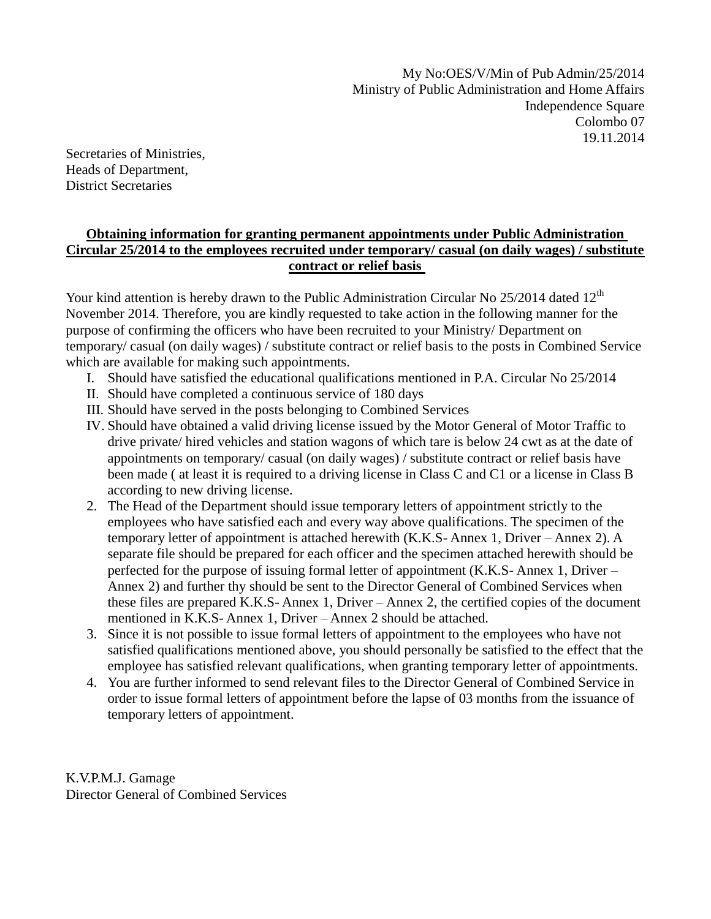My No:OES/V/Min of Pub Admin/25/2014
Ministry of Public Administration and Home Affairs
Independence Square
Colombo 07
19.11.2014

Secretaries of Ministries,
Heads of Department,
District Secretaries

**Obtaining information for granting permanent appointments under Public Administration Circular 25/2014 to the employees recruited under temporary/ casual (on daily wages) / substitute contract or relief basis**

Your kind attention is hereby drawn to the Public Administration Circular No 25/2014 dated 12th November 2014. Therefore, you are kindly requested to take action in the following manner for the purpose of confirming the officers who have been recruited to your Ministry/ Department on temporary/ casual (on daily wages) / substitute contract or relief basis to the posts in Combined Service which are available for making such appointments.

I. Should have satisfied the educational qualifications mentioned in P.A. Circular No 25/2014
II. Should have completed a continuous service of 180 days
III. Should have served in the posts belonging to Combined Services
IV. Should have obtained a valid driving license issued by the Motor General of Motor Traffic to drive private/ hired vehicles and station wagons of which tare is below 24 cwt as at the date of appointments on temporary/ casual (on daily wages) / substitute contract or relief basis have been made ( at least it is required to a driving license in Class C and C1 or a license in Class B according to new driving license.

2. The Head of the Department should issue temporary letters of appointment strictly to the employees who have satisfied each and every way above qualifications. The specimen of the temporary letter of appointment is attached herewith (K.K.S- Annex 1, Driver – Annex 2). A separate file should be prepared for each officer and the specimen attached herewith should be perfected for the purpose of issuing formal letter of appointment (K.K.S- Annex 1, Driver – Annex 2) and further thy should be sent to the Director General of Combined Services when these files are prepared K.K.S- Annex 1, Driver – Annex 2, the certified copies of the document mentioned in K.K.S- Annex 1, Driver – Annex 2 should be attached.
3. Since it is not possible to issue formal letters of appointment to the employees who have not satisfied qualifications mentioned above, you should personally be satisfied to the effect that the employee has satisfied relevant qualifications, when granting temporary letter of appointments.
4. You are further informed to send relevant files to the Director General of Combined Service in order to issue formal letters of appointment before the lapse of 03 months from the issuance of temporary letters of appointment.

K.V.P.M.J. Gamage
Director General of Combined Services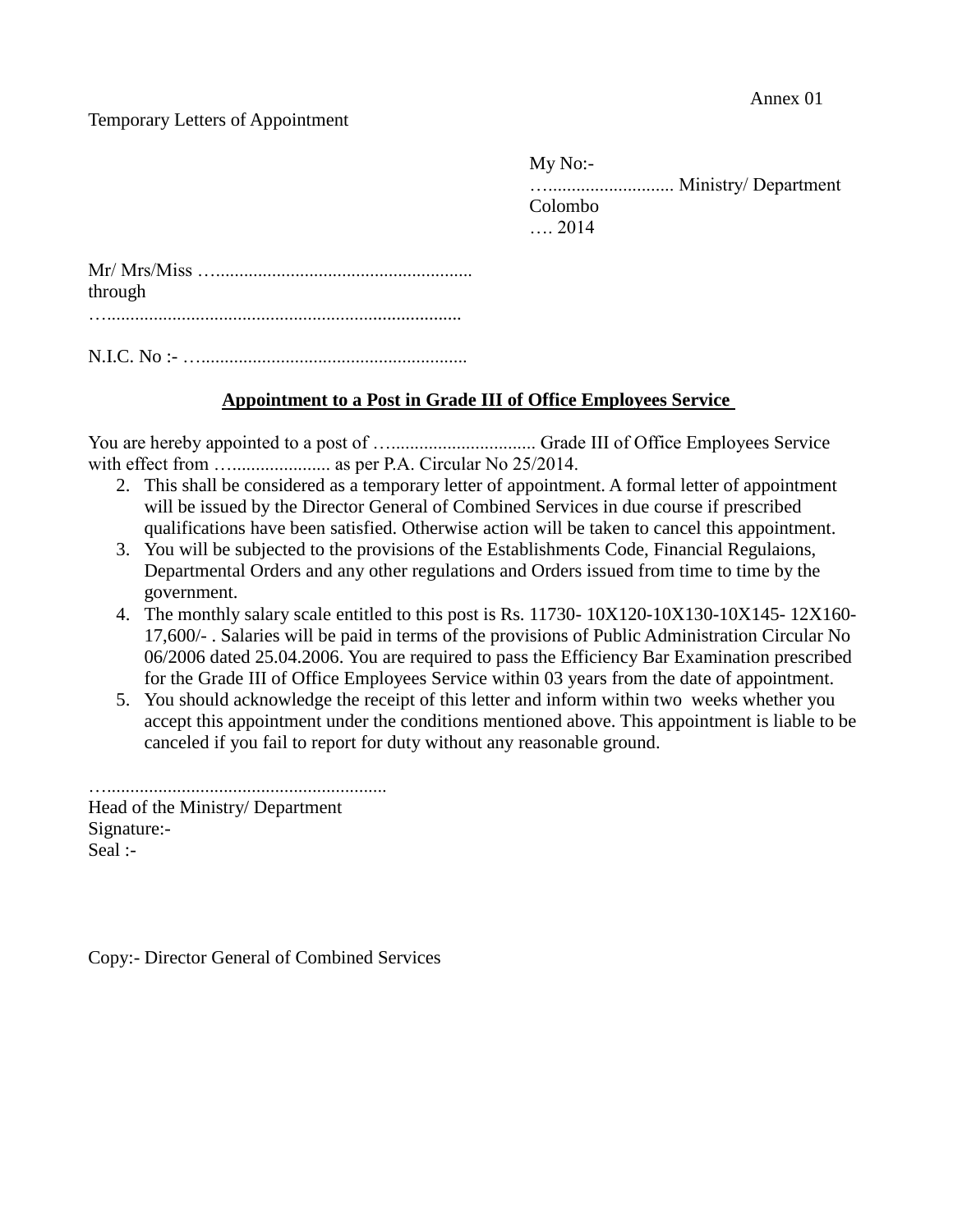Annex 01

Temporary Letters of Appointment

My No:-
…........................... Ministry/ Department
Colombo
…. 2014

Mr/ Mrs/Miss …......................................................
through
…..........................................................................

N.I.C. No :- ….........................................................

**Appointment to a Post in Grade III of Office Employees Service**

You are hereby appointed to a post of …............................... Grade III of Office Employees Service with effect from …..................... as per P.A. Circular No 25/2014.

2. This shall be considered as a temporary letter of appointment. A formal letter of appointment will be issued by the Director General of Combined Services in due course if prescribed qualifications have been satisfied. Otherwise action will be taken to cancel this appointment.
3. You will be subjected to the provisions of the Establishments Code, Financial Regulaions, Departmental Orders and any other regulations and Orders issued from time to time by the government.
4. The monthly salary scale entitled to this post is Rs. 11730- 10X120-10X130-10X145- 12X160-17,600/- . Salaries will be paid in terms of the provisions of Public Administration Circular No 06/2006 dated 25.04.2006. You are required to pass the Efficiency Bar Examination prescribed for the Grade III of Office Employees Service within 03 years from the date of appointment.
5. You should acknowledge the receipt of this letter and inform within two weeks whether you accept this appointment under the conditions mentioned above. This appointment is liable to be canceled if you fail to report for duty without any reasonable ground.

…...........................................................
Head of the Ministry/ Department
Signature:-
Seal :-

Copy:- Director General of Combined Services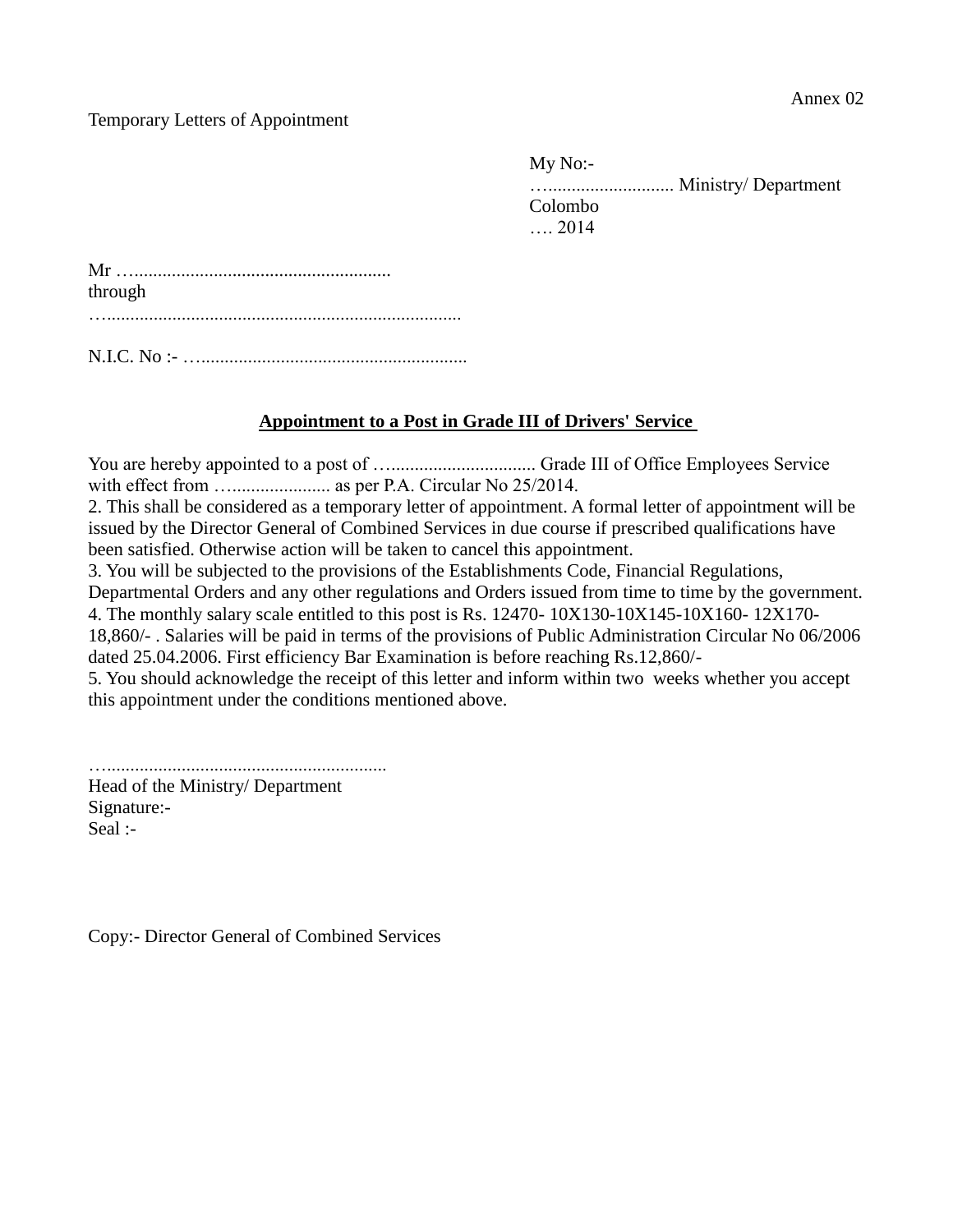Annex 02

Temporary Letters of Appointment

My No:-
…........................... Ministry/ Department
Colombo
…. 2014

Mr …......................................................
through
…............................................................................

N.I.C. No :- ….........................................................

**<u>Appointment to a Post in Grade III of Drivers' Service</u>**

You are hereby appointed to a post of …............................... Grade III of Office Employees Service with effect from …..................... as per P.A. Circular No 25/2014.

2. This shall be considered as a temporary letter of appointment. A formal letter of appointment will be issued by the Director General of Combined Services in due course if prescribed qualifications have been satisfied. Otherwise action will be taken to cancel this appointment.

3. You will be subjected to the provisions of the Establishments Code, Financial Regulations, Departmental Orders and any other regulations and Orders issued from time to time by the government.

4. The monthly salary scale entitled to this post is Rs. 12470- 10X130-10X145-10X160- 12X170- 18,860/- . Salaries will be paid in terms of the provisions of Public Administration Circular No 06/2006 dated 25.04.2006. First efficiency Bar Examination is before reaching Rs.12,860/-

5. You should acknowledge the receipt of this letter and inform within two weeks whether you accept this appointment under the conditions mentioned above.

…...........................................................
Head of the Ministry/ Department
Signature:-
Seal :-

Copy:- Director General of Combined Services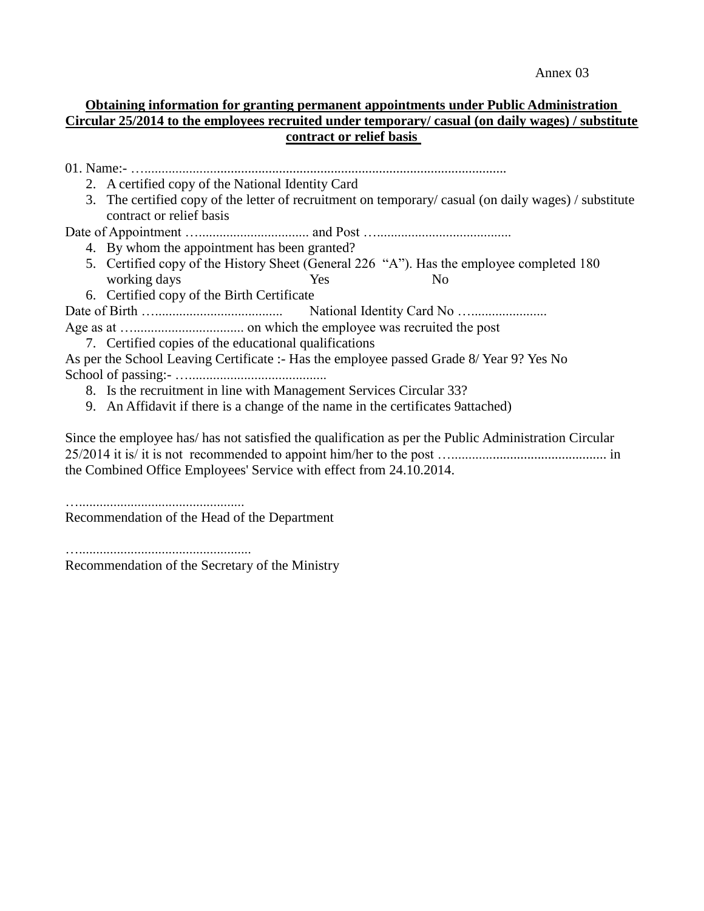Annex 03

**Obtaining information for granting permanent appointments under Public Administration Circular 25/2014 to the employees recruited under temporary/ casual (on daily wages) / substitute contract or relief basis**

01. Name:- …......................................................................................................

2. A certified copy of the National Identity Card
3. The certified copy of the letter of recruitment on temporary/ casual (on daily wages) / substitute contract or relief basis

Date of Appointment …............................... and Post …......................................

4. By whom the appointment has been granted?
5. Certified copy of the History Sheet (General 226 "A"). Has the employee completed 180 working days Yes No
6. Certified copy of the Birth Certificate

Date of Birth …..................................... National Identity Card No …......................

Age as at …............................... on which the employee was recruited the post

7. Certified copies of the educational qualifications

As per the School Leaving Certificate :- Has the employee passed Grade 8/ Year 9? Yes No

School of passing:- …......................................

8. Is the recruitment in line with Management Services Circular 33?
9. An Affidavit if there is a change of the name in the certificates 9attached)

Since the employee has/ has not satisfied the qualification as per the Public Administration Circular 25/2014 it is/ it is not recommended to appoint him/her to the post …............................................ in the Combined Office Employees' Service with effect from 24.10.2014.

…...............................................

Recommendation of the Head of the Department

…................................................

Recommendation of the Secretary of the Ministry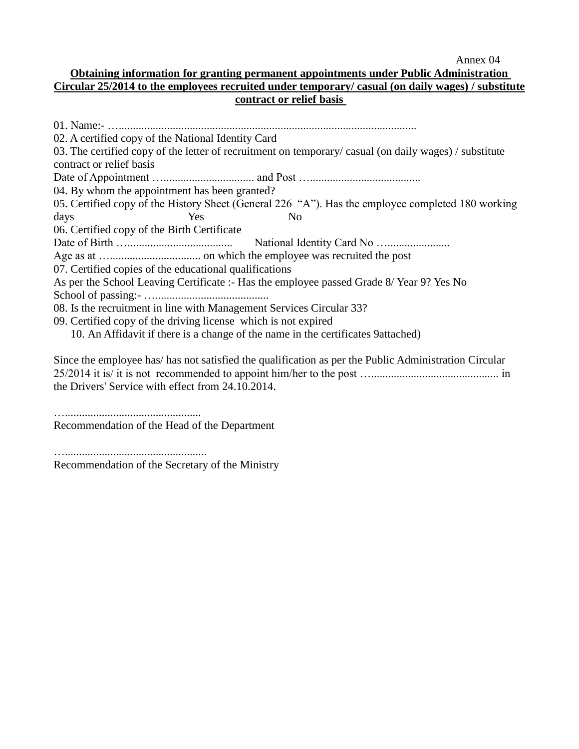Annex 04

**Obtaining information for granting permanent appointments under Public Administration Circular 25/2014 to the employees recruited under temporary/ casual (on daily wages) / substitute contract or relief basis**

01. Name:- …..........................................................................................................

02. A certified copy of the National Identity Card

03. The certified copy of the letter of recruitment on temporary/ casual (on daily wages) / substitute contract or relief basis

Date of Appointment ….................................. and Post …......................................

04. By whom the appointment has been granted?

05. Certified copy of the History Sheet (General 226 "A"). Has the employee completed 180 working days Yes No

06. Certified copy of the Birth Certificate

Date of Birth ….................................... National Identity Card No ….....................

Age as at …................................ on which the employee was recruited the post

07. Certified copies of the educational qualifications

As per the School Leaving Certificate :- Has the employee passed Grade 8/ Year 9? Yes No

School of passing:- ….......................................

08. Is the recruitment in line with Management Services Circular 33?

09. Certified copy of the driving license which is not expired

10. An Affidavit if there is a change of the name in the certificates 9attached)

Since the employee has/ has not satisfied the qualification as per the Public Administration Circular 25/2014 it is/ it is not recommended to appoint him/her to the post …............................................. in the Drivers' Service with effect from 24.10.2014.

…...............................................

Recommendation of the Head of the Department

…..................................................

Recommendation of the Secretary of the Ministry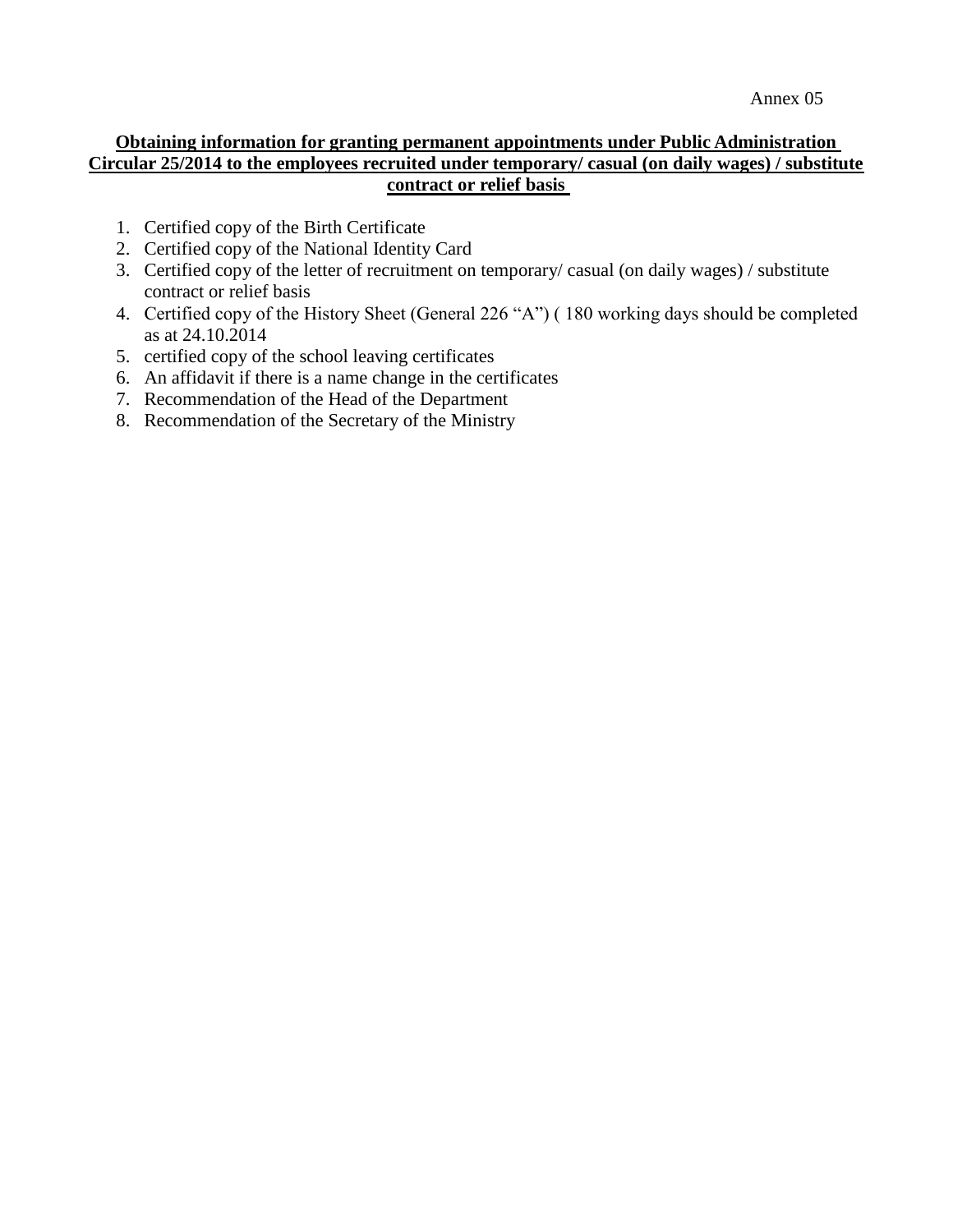Annex 05

**Obtaining information for granting permanent appointments under Public Administration Circular 25/2014 to the employees recruited under temporary/ casual (on daily wages) / substitute contract or relief basis**

1. Certified copy of the Birth Certificate
2. Certified copy of the National Identity Card
3. Certified copy of the letter of recruitment on temporary/ casual (on daily wages) / substitute contract or relief basis
4. Certified copy of the History Sheet (General 226 "A") ( 180 working days should be completed as at 24.10.2014
5. certified copy of the school leaving certificates
6. An affidavit if there is a name change in the certificates
7. Recommendation of the Head of the Department
8. Recommendation of the Secretary of the Ministry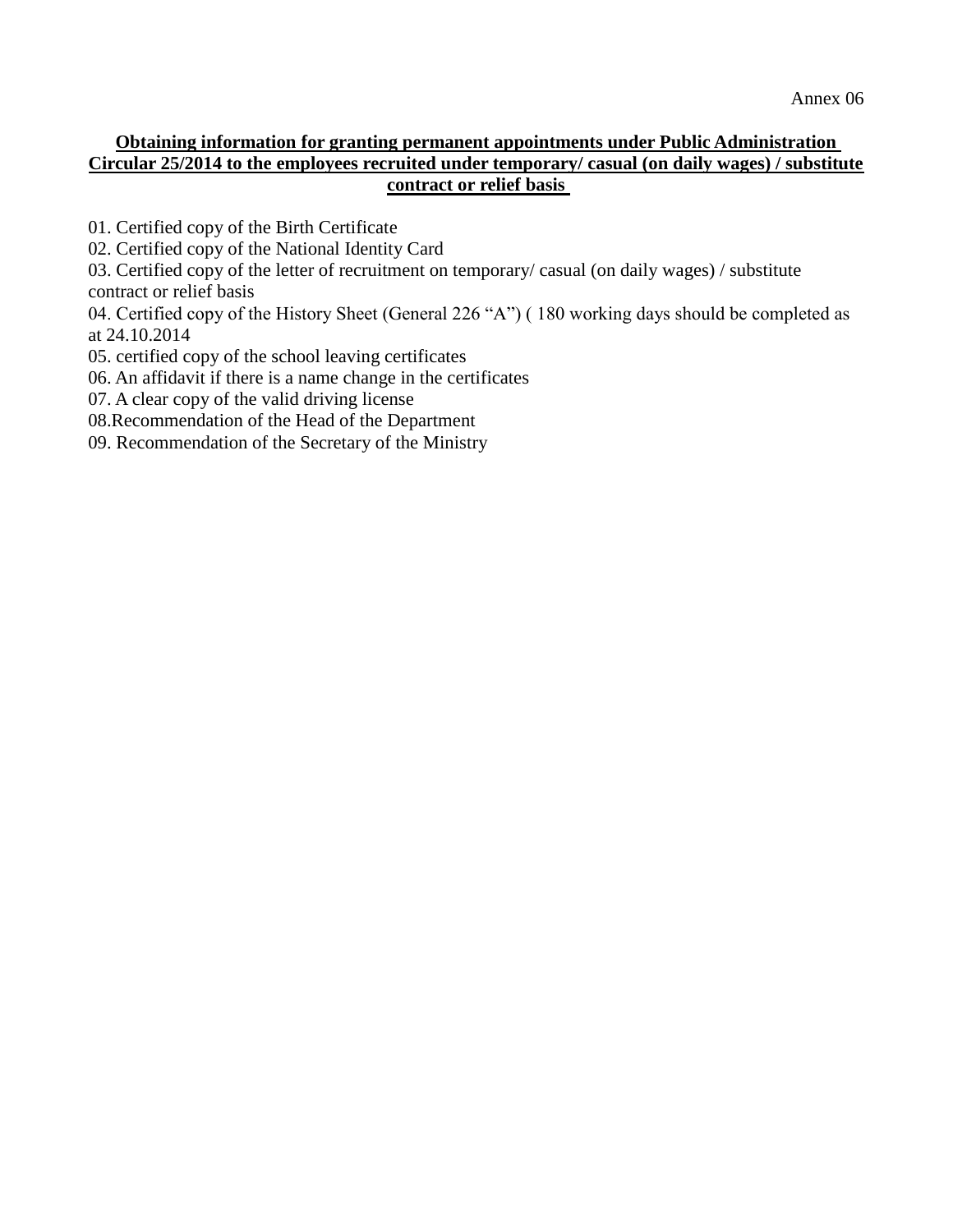Annex 06

**Obtaining information for granting permanent appointments under Public Administration Circular 25/2014 to the employees recruited under temporary/ casual (on daily wages) / substitute contract or relief basis**

01. Certified copy of the Birth Certificate

02. Certified copy of the National Identity Card

03. Certified copy of the letter of recruitment on temporary/ casual (on daily wages) / substitute contract or relief basis

04. Certified copy of the History Sheet (General 226 "A") ( 180 working days should be completed as at 24.10.2014

05. certified copy of the school leaving certificates

06. An affidavit if there is a name change in the certificates

07. A clear copy of the valid driving license

08.Recommendation of the Head of the Department

09. Recommendation of the Secretary of the Ministry